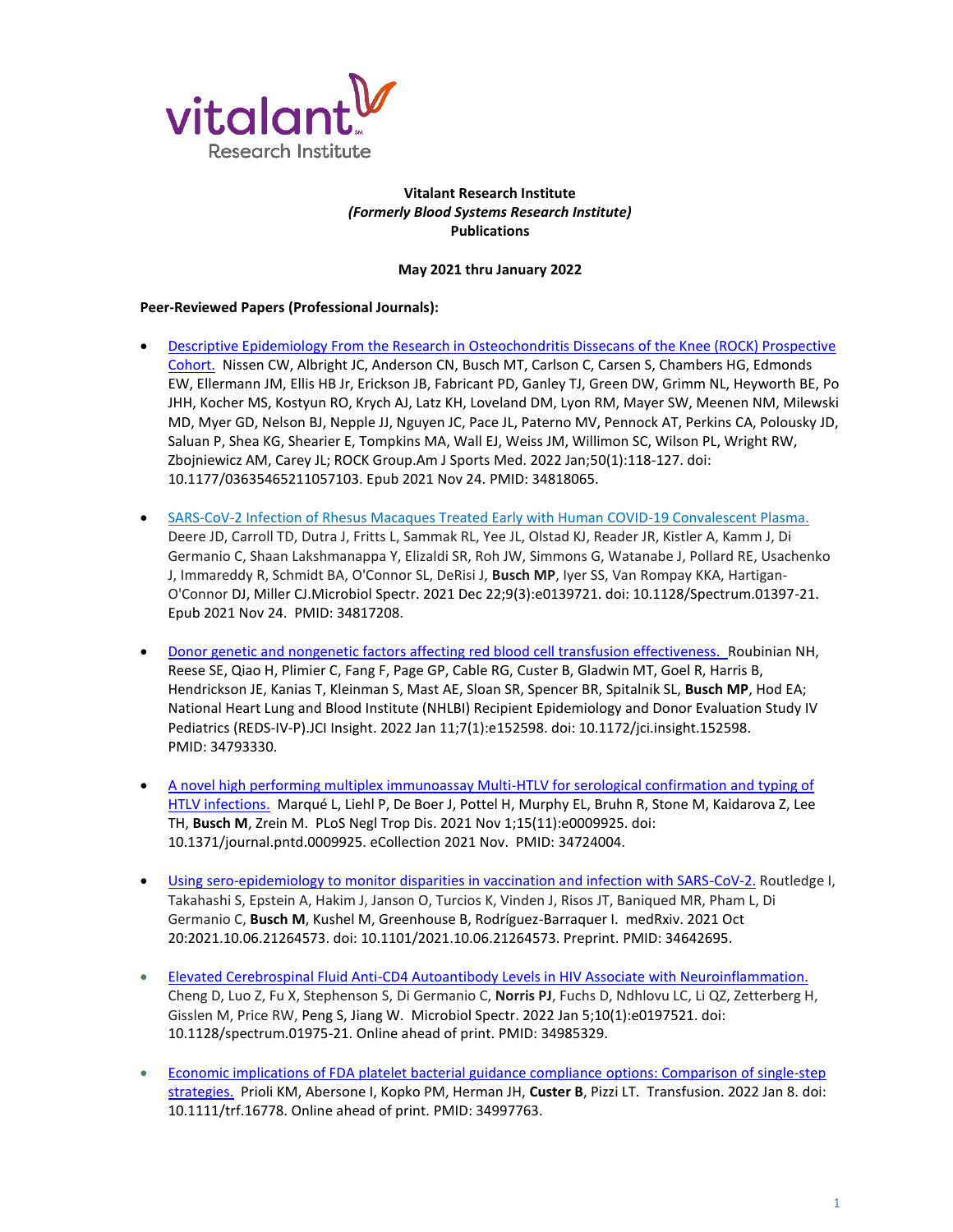**Vitalant Research Institute**
***(Formerly Blood Systems Research Institute)***
**Publications**

**May 2021 thru January 2022**

**Peer-Reviewed Papers (Professional Journals):**

- Descriptive Epidemiology From the Research in Osteochondritis Dissecans of the Knee (ROCK) Prospective Cohort. Nissen CW, Albright JC, Anderson CN, Busch MT, Carlson C, Carsen S, Chambers HG, Edmonds EW, Ellermann JM, Ellis HB Jr, Erickson JB, Fabricant PD, Ganley TJ, Green DW, Grimm NL, Heyworth BE, Po JHH, Kocher MS, Kostyun RO, Krych AJ, Latz KH, Loveland DM, Lyon RM, Mayer SW, Meenen NM, Milewski MD, Myer GD, Nelson BJ, Nepple JJ, Nguyen JC, Pace JL, Paterno MV, Pennock AT, Perkins CA, Polousky JD, Saluan P, Shea KG, Shearier E, Tompkins MA, Wall EJ, Weiss JM, Willimon SC, Wilson PL, Wright RW, Zbojniewicz AM, Carey JL; ROCK Group.Am J Sports Med. 2022 Jan;50(1):118-127. doi: 10.1177/03635465211057103. Epub 2021 Nov 24. PMID: 34818065.

- SARS-CoV-2 Infection of Rhesus Macaques Treated Early with Human COVID-19 Convalescent Plasma. Deere JD, Carroll TD, Dutra J, Fritts L, Sammak RL, Yee JL, Olstad KJ, Reader JR, Kistler A, Kamm J, Di Germanio C, Shaan Lakshmanappa Y, Elizaldi SR, Roh JW, Simmons G, Watanabe J, Pollard RE, Usachenko J, Immareddy R, Schmidt BA, O'Connor SL, DeRisi J, **Busch MP**, Iyer SS, Van Rompay KKA, Hartigan-O'Connor DJ, Miller CJ.Microbiol Spectr. 2021 Dec 22;9(3):e0139721. doi: 10.1128/Spectrum.01397-21. Epub 2021 Nov 24. PMID: 34817208.

- Donor genetic and nongenetic factors affecting red blood cell transfusion effectiveness. Roubinian NH, Reese SE, Qiao H, Plimier C, Fang F, Page GP, Cable RG, Custer B, Gladwin MT, Goel R, Harris B, Hendrickson JE, Kanias T, Kleinman S, Mast AE, Sloan SR, Spencer BR, Spitalnik SL, **Busch MP**, Hod EA; National Heart Lung and Blood Institute (NHLBI) Recipient Epidemiology and Donor Evaluation Study IV Pediatrics (REDS-IV-P).JCI Insight. 2022 Jan 11;7(1):e152598. doi: 10.1172/jci.insight.152598. PMID: 34793330.

- A novel high performing multiplex immunoassay Multi-HTLV for serological confirmation and typing of HTLV infections. Marqué L, Liehl P, De Boer J, Pottel H, Murphy EL, Bruhn R, Stone M, Kaidarova Z, Lee TH, **Busch M**, Zrein M. PLoS Negl Trop Dis. 2021 Nov 1;15(11):e0009925. doi: 10.1371/journal.pntd.0009925. eCollection 2021 Nov. PMID: 34724004.

- Using sero-epidemiology to monitor disparities in vaccination and infection with SARS-CoV-2. Routledge I, Takahashi S, Epstein A, Hakim J, Janson O, Turcios K, Vinden J, Risos JT, Baniqued MR, Pham L, Di Germanio C, **Busch M**, Kushel M, Greenhouse B, Rodríguez-Barraquer I. medRxiv. 2021 Oct 20:2021.10.06.21264573. doi: 10.1101/2021.10.06.21264573. Preprint. PMID: 34642695.

- Elevated Cerebrospinal Fluid Anti-CD4 Autoantibody Levels in HIV Associate with Neuroinflammation. Cheng D, Luo Z, Fu X, Stephenson S, Di Germanio C, **Norris PJ**, Fuchs D, Ndhlovu LC, Li QZ, Zetterberg H, Gisslen M, Price RW, Peng S, Jiang W. Microbiol Spectr. 2022 Jan 5;10(1):e0197521. doi: 10.1128/spectrum.01975-21. Online ahead of print. PMID: 34985329.

- Economic implications of FDA platelet bacterial guidance compliance options: Comparison of single-step strategies. Prioli KM, Abersone I, Kopko PM, Herman JH, **Custer B**, Pizzi LT. Transfusion. 2022 Jan 8. doi: 10.1111/trf.16778. Online ahead of print. PMID: 34997763.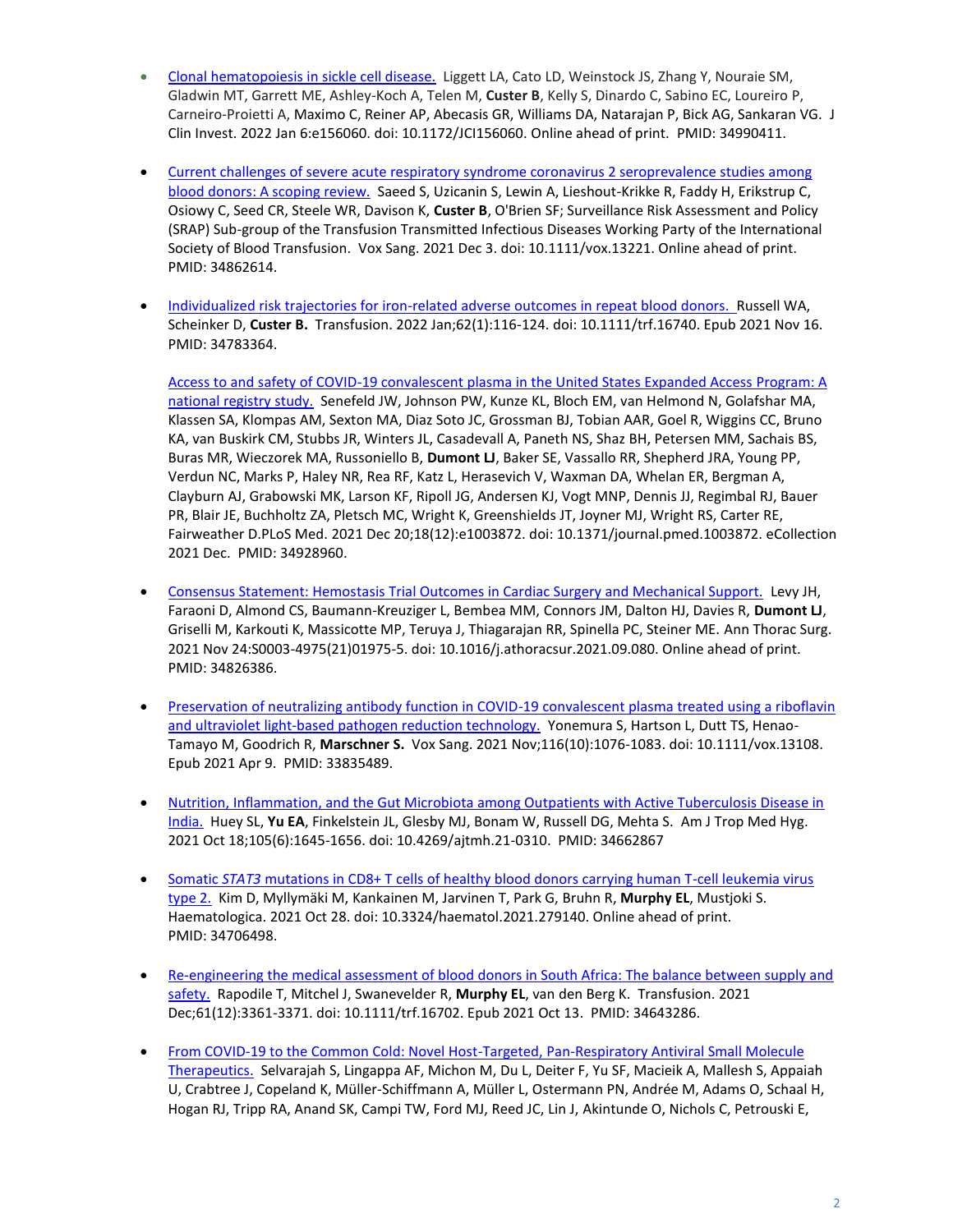- [Clonal hematopoiesis in sickle cell disease.]() Liggett LA, Cato LD, Weinstock JS, Zhang Y, Nouraie SM, Gladwin MT, Garrett ME, Ashley-Koch A, Telen M, **Custer B**, Kelly S, Dinardo C, Sabino EC, Loureiro P, Carneiro-Proietti A, Maximo C, Reiner AP, Abecasis GR, Williams DA, Natarajan P, Bick AG, Sankaran VG. J Clin Invest. 2022 Jan 6:e156060. doi: 10.1172/JCI156060. Online ahead of print. PMID: 34990411.

- [Current challenges of severe acute respiratory syndrome coronavirus 2 seroprevalence studies among blood donors: A scoping review.]() Saeed S, Uzicanin S, Lewin A, Lieshout-Krikke R, Faddy H, Erikstrup C, Osiowy C, Seed CR, Steele WR, Davison K, **Custer B**, O'Brien SF; Surveillance Risk Assessment and Policy (SRAP) Sub-group of the Transfusion Transmitted Infectious Diseases Working Party of the International Society of Blood Transfusion. Vox Sang. 2021 Dec 3. doi: 10.1111/vox.13221. Online ahead of print. PMID: 34862614.

- [Individualized risk trajectories for iron-related adverse outcomes in repeat blood donors.]() Russell WA, Scheinker D, **Custer B.** Transfusion. 2022 Jan;62(1):116-124. doi: 10.1111/trf.16740. Epub 2021 Nov 16. PMID: 34783364.

  [Access to and safety of COVID-19 convalescent plasma in the United States Expanded Access Program: A national registry study.]() Senefeld JW, Johnson PW, Kunze KL, Bloch EM, van Helmond N, Golafshar MA, Klassen SA, Klompas AM, Sexton MA, Diaz Soto JC, Grossman BJ, Tobian AAR, Goel R, Wiggins CC, Bruno KA, van Buskirk CM, Stubbs JR, Winters JL, Casadevall A, Paneth NS, Shaz BH, Petersen MM, Sachais BS, Buras MR, Wieczorek MA, Russoniello B, **Dumont LJ**, Baker SE, Vassallo RR, Shepherd JRA, Young PP, Verdun NC, Marks P, Haley NR, Rea RF, Katz L, Herasevich V, Waxman DA, Whelan ER, Bergman A, Clayburn AJ, Grabowski MK, Larson KF, Ripoll JG, Andersen KJ, Vogt MNP, Dennis JJ, Regimbal RJ, Bauer PR, Blair JE, Buchholtz ZA, Pletsch MC, Wright K, Greenshields JT, Joyner MJ, Wright RS, Carter RE, Fairweather D.PLoS Med. 2021 Dec 20;18(12):e1003872. doi: 10.1371/journal.pmed.1003872. eCollection 2021 Dec. PMID: 34928960.

- [Consensus Statement: Hemostasis Trial Outcomes in Cardiac Surgery and Mechanical Support.]() Levy JH, Faraoni D, Almond CS, Baumann-Kreuziger L, Bembea MM, Connors JM, Dalton HJ, Davies R, **Dumont LJ**, Griselli M, Karkouti K, Massicotte MP, Teruya J, Thiagarajan RR, Spinella PC, Steiner ME. Ann Thorac Surg. 2021 Nov 24:S0003-4975(21)01975-5. doi: 10.1016/j.athoracsur.2021.09.080. Online ahead of print. PMID: 34826386.

- [Preservation of neutralizing antibody function in COVID-19 convalescent plasma treated using a riboflavin and ultraviolet light-based pathogen reduction technology.]() Yonemura S, Hartson L, Dutt TS, Henao-Tamayo M, Goodrich R, **Marschner S.** Vox Sang. 2021 Nov;116(10):1076-1083. doi: 10.1111/vox.13108. Epub 2021 Apr 9. PMID: 33835489.

- [Nutrition, Inflammation, and the Gut Microbiota among Outpatients with Active Tuberculosis Disease in India.]() Huey SL, **Yu EA**, Finkelstein JL, Glesby MJ, Bonam W, Russell DG, Mehta S. Am J Trop Med Hyg. 2021 Oct 18;105(6):1645-1656. doi: 10.4269/ajtmh.21-0310. PMID: 34662867

- [Somatic *STAT3* mutations in CD8+ T cells of healthy blood donors carrying human T-cell leukemia virus type 2.]() Kim D, Myllymäki M, Kankainen M, Jarvinen T, Park G, Bruhn R, **Murphy EL**, Mustjoki S. Haematologica. 2021 Oct 28. doi: 10.3324/haematol.2021.279140. Online ahead of print. PMID: 34706498.

- [Re-engineering the medical assessment of blood donors in South Africa: The balance between supply and safety.]() Rapodile T, Mitchel J, Swanevelder R, **Murphy EL**, van den Berg K. Transfusion. 2021 Dec;61(12):3361-3371. doi: 10.1111/trf.16702. Epub 2021 Oct 13. PMID: 34643286.

- [From COVID-19 to the Common Cold: Novel Host-Targeted, Pan-Respiratory Antiviral Small Molecule Therapeutics.]() Selvarajah S, Lingappa AF, Michon M, Du L, Deiter F, Yu SF, Macieik A, Mallesh S, Appaiah U, Crabtree J, Copeland K, Müller-Schiffmann A, Müller L, Ostermann PN, Andrée M, Adams O, Schaal H, Hogan RJ, Tripp RA, Anand SK, Campi TW, Ford MJ, Reed JC, Lin J, Akintunde O, Nichols C, Petrouski E,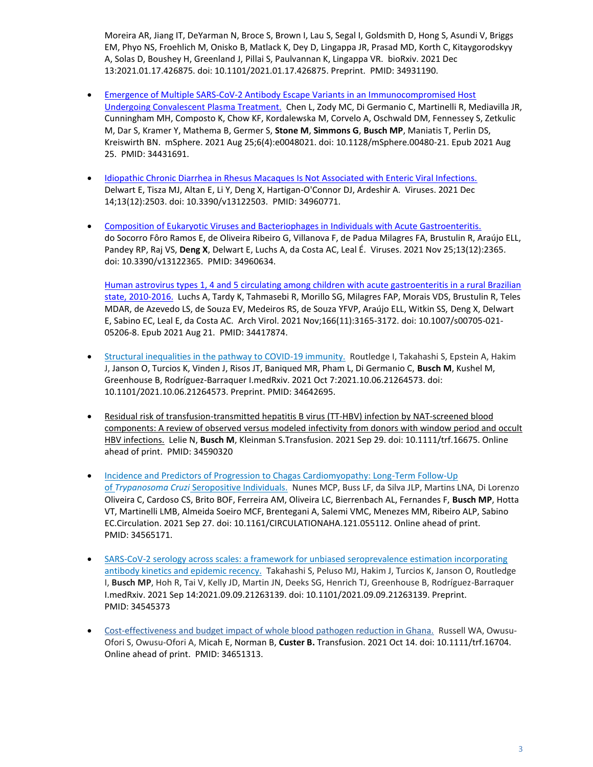Moreira AR, Jiang IT, DeYarman N, Broce S, Brown I, Lau S, Segal I, Goldsmith D, Hong S, Asundi V, Briggs EM, Phyo NS, Froehlich M, Onisko B, Matlack K, Dey D, Lingappa JR, Prasad MD, Korth C, Kitaygorodskyy A, Solas D, Boushey H, Greenland J, Pillai S, Paulvannan K, Lingappa VR. bioRxiv. 2021 Dec 13:2021.01.17.426875. doi: 10.1101/2021.01.17.426875. Preprint. PMID: 34931190.

- Emergence of Multiple SARS-CoV-2 Antibody Escape Variants in an Immunocompromised Host Undergoing Convalescent Plasma Treatment. Chen L, Zody MC, Di Germanio C, Martinelli R, Mediavilla JR, Cunningham MH, Composto K, Chow KF, Kordalewska M, Corvelo A, Oschwald DM, Fennessey S, Zetkulic M, Dar S, Kramer Y, Mathema B, Germer S, **Stone M**, **Simmons G**, **Busch MP**, Maniatis T, Perlin DS, Kreiswirth BN. mSphere. 2021 Aug 25;6(4):e0048021. doi: 10.1128/mSphere.00480-21. Epub 2021 Aug 25. PMID: 34431691.

- Idiopathic Chronic Diarrhea in Rhesus Macaques Is Not Associated with Enteric Viral Infections. Delwart E, Tisza MJ, Altan E, Li Y, Deng X, Hartigan-O'Connor DJ, Ardeshir A. Viruses. 2021 Dec 14;13(12):2503. doi: 10.3390/v13122503. PMID: 34960771.

- Composition of Eukaryotic Viruses and Bacteriophages in Individuals with Acute Gastroenteritis. do Socorro Fôro Ramos E, de Oliveira Ribeiro G, Villanova F, de Padua Milagres FA, Brustulin R, Araújo ELL, Pandey RP, Raj VS, **Deng X**, Delwart E, Luchs A, da Costa AC, Leal É. Viruses. 2021 Nov 25;13(12):2365. doi: 10.3390/v13122365. PMID: 34960634.

  Human astrovirus types 1, 4 and 5 circulating among children with acute gastroenteritis in a rural Brazilian state, 2010-2016. Luchs A, Tardy K, Tahmasebi R, Morillo SG, Milagres FAP, Morais VDS, Brustulin R, Teles MDAR, de Azevedo LS, de Souza EV, Medeiros RS, de Souza YFVP, Araújo ELL, Witkin SS, Deng X, Delwart E, Sabino EC, Leal E, da Costa AC. Arch Virol. 2021 Nov;166(11):3165-3172. doi: 10.1007/s00705-021-05206-8. Epub 2021 Aug 21. PMID: 34417874.

- Structural inequalities in the pathway to COVID-19 immunity. Routledge I, Takahashi S, Epstein A, Hakim J, Janson O, Turcios K, Vinden J, Risos JT, Baniqued MR, Pham L, Di Germanio C, **Busch M**, Kushel M, Greenhouse B, Rodríguez-Barraquer I.medRxiv. 2021 Oct 7:2021.10.06.21264573. doi: 10.1101/2021.10.06.21264573. Preprint. PMID: 34642695.

- Residual risk of transfusion-transmitted hepatitis B virus (TT-HBV) infection by NAT-screened blood components: A review of observed versus modeled infectivity from donors with window period and occult HBV infections. Lelie N, **Busch M**, Kleinman S.Transfusion. 2021 Sep 29. doi: 10.1111/trf.16675. Online ahead of print. PMID: 34590320

- Incidence and Predictors of Progression to Chagas Cardiomyopathy: Long-Term Follow-Up of *Trypanosoma Cruzi* Seropositive Individuals. Nunes MCP, Buss LF, da Silva JLP, Martins LNA, Di Lorenzo Oliveira C, Cardoso CS, Brito BOF, Ferreira AM, Oliveira LC, Bierrenbach AL, Fernandes F, **Busch MP**, Hotta VT, Martinelli LMB, Almeida Soeiro MCF, Brentegani A, Salemi VMC, Menezes MM, Ribeiro ALP, Sabino EC.Circulation. 2021 Sep 27. doi: 10.1161/CIRCULATIONAHA.121.055112. Online ahead of print. PMID: 34565171.

- SARS-CoV-2 serology across scales: a framework for unbiased seroprevalence estimation incorporating antibody kinetics and epidemic recency. Takahashi S, Peluso MJ, Hakim J, Turcios K, Janson O, Routledge I, **Busch MP**, Hoh R, Tai V, Kelly JD, Martin JN, Deeks SG, Henrich TJ, Greenhouse B, Rodríguez-Barraquer I.medRxiv. 2021 Sep 14:2021.09.09.21263139. doi: 10.1101/2021.09.09.21263139. Preprint. PMID: 34545373

- Cost-effectiveness and budget impact of whole blood pathogen reduction in Ghana. Russell WA, Owusu-Ofori S, Owusu-Ofori A, Micah E, Norman B, **Custer B.** Transfusion. 2021 Oct 14. doi: 10.1111/trf.16704. Online ahead of print. PMID: 34651313.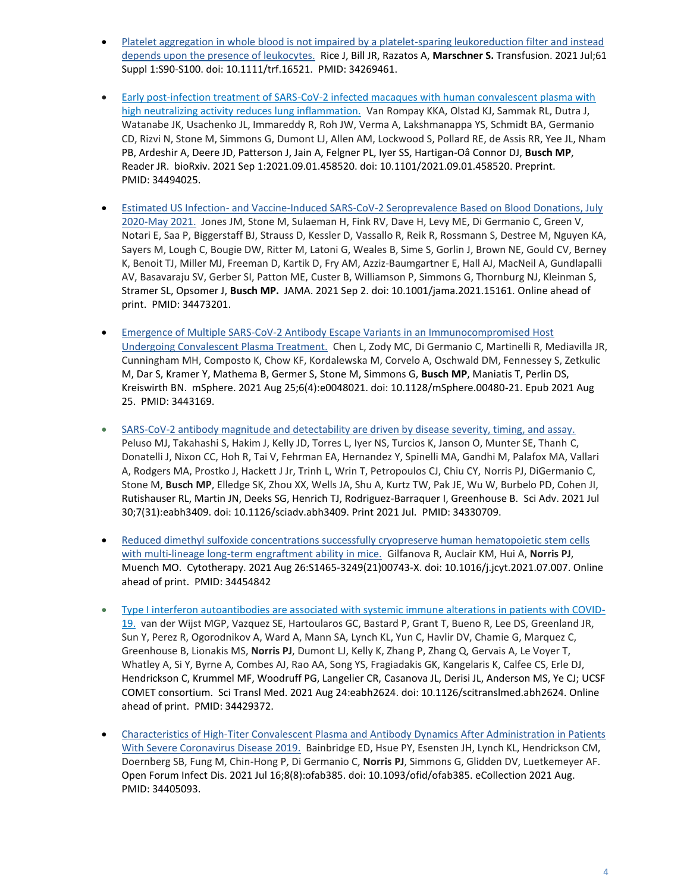- Platelet aggregation in whole blood is not impaired by a platelet-sparing leukoreduction filter and instead depends upon the presence of leukocytes. Rice J, Bill JR, Razatos A, **Marschner S.** Transfusion. 2021 Jul;61 Suppl 1:S90-S100. doi: 10.1111/trf.16521. PMID: 34269461.

- Early post-infection treatment of SARS-CoV-2 infected macaques with human convalescent plasma with high neutralizing activity reduces lung inflammation. Van Rompay KKA, Olstad KJ, Sammak RL, Dutra J, Watanabe JK, Usachenko JL, Immareddy R, Roh JW, Verma A, Lakshmanappa YS, Schmidt BA, Germanio CD, Rizvi N, Stone M, Simmons G, Dumont LJ, Allen AM, Lockwood S, Pollard RE, de Assis RR, Yee JL, Nham PB, Ardeshir A, Deere JD, Patterson J, Jain A, Felgner PL, Iyer SS, Hartigan-Oâ Connor DJ, **Busch MP**, Reader JR. bioRxiv. 2021 Sep 1:2021.09.01.458520. doi: 10.1101/2021.09.01.458520. Preprint. PMID: 34494025.

- Estimated US Infection- and Vaccine-Induced SARS-CoV-2 Seroprevalence Based on Blood Donations, July 2020-May 2021. Jones JM, Stone M, Sulaeman H, Fink RV, Dave H, Levy ME, Di Germanio C, Green V, Notari E, Saa P, Biggerstaff BJ, Strauss D, Kessler D, Vassallo R, Reik R, Rossmann S, Destree M, Nguyen KA, Sayers M, Lough C, Bougie DW, Ritter M, Latoni G, Weales B, Sime S, Gorlin J, Brown NE, Gould CV, Berney K, Benoit TJ, Miller MJ, Freeman D, Kartik D, Fry AM, Azziz-Baumgartner E, Hall AJ, MacNeil A, Gundlapalli AV, Basavaraju SV, Gerber SI, Patton ME, Custer B, Williamson P, Simmons G, Thornburg NJ, Kleinman S, Stramer SL, Opsomer J, **Busch MP.** JAMA. 2021 Sep 2. doi: 10.1001/jama.2021.15161. Online ahead of print. PMID: 34473201.

- Emergence of Multiple SARS-CoV-2 Antibody Escape Variants in an Immunocompromised Host Undergoing Convalescent Plasma Treatment. Chen L, Zody MC, Di Germanio C, Martinelli R, Mediavilla JR, Cunningham MH, Composto K, Chow KF, Kordalewska M, Corvelo A, Oschwald DM, Fennessey S, Zetkulic M, Dar S, Kramer Y, Mathema B, Germer S, Stone M, Simmons G, **Busch MP**, Maniatis T, Perlin DS, Kreiswirth BN. mSphere. 2021 Aug 25;6(4):e0048021. doi: 10.1128/mSphere.00480-21. Epub 2021 Aug 25. PMID: 3443169.

- SARS-CoV-2 antibody magnitude and detectability are driven by disease severity, timing, and assay. Peluso MJ, Takahashi S, Hakim J, Kelly JD, Torres L, Iyer NS, Turcios K, Janson O, Munter SE, Thanh C, Donatelli J, Nixon CC, Hoh R, Tai V, Fehrman EA, Hernandez Y, Spinelli MA, Gandhi M, Palafox MA, Vallari A, Rodgers MA, Prostko J, Hackett J Jr, Trinh L, Wrin T, Petropoulos CJ, Chiu CY, Norris PJ, DiGermanio C, Stone M, **Busch MP**, Elledge SK, Zhou XX, Wells JA, Shu A, Kurtz TW, Pak JE, Wu W, Burbelo PD, Cohen JI, Rutishauser RL, Martin JN, Deeks SG, Henrich TJ, Rodriguez-Barraquer I, Greenhouse B. Sci Adv. 2021 Jul 30;7(31):eabh3409. doi: 10.1126/sciadv.abh3409. Print 2021 Jul. PMID: 34330709.

- Reduced dimethyl sulfoxide concentrations successfully cryopreserve human hematopoietic stem cells with multi-lineage long-term engraftment ability in mice. Gilfanova R, Auclair KM, Hui A, **Norris PJ**, Muench MO. Cytotherapy. 2021 Aug 26:S1465-3249(21)00743-X. doi: 10.1016/j.jcyt.2021.07.007. Online ahead of print. PMID: 34454842

- Type I interferon autoantibodies are associated with systemic immune alterations in patients with COVID-19. van der Wijst MGP, Vazquez SE, Hartoularos GC, Bastard P, Grant T, Bueno R, Lee DS, Greenland JR, Sun Y, Perez R, Ogorodnikov A, Ward A, Mann SA, Lynch KL, Yun C, Havlir DV, Chamie G, Marquez C, Greenhouse B, Lionakis MS, **Norris PJ**, Dumont LJ, Kelly K, Zhang P, Zhang Q, Gervais A, Le Voyer T, Whatley A, Si Y, Byrne A, Combes AJ, Rao AA, Song YS, Fragiadakis GK, Kangelaris K, Calfee CS, Erle DJ, Hendrickson C, Krummel MF, Woodruff PG, Langelier CR, Casanova JL, Derisi JL, Anderson MS, Ye CJ; UCSF COMET consortium. Sci Transl Med. 2021 Aug 24:eabh2624. doi: 10.1126/scitranslmed.abh2624. Online ahead of print. PMID: 34429372.

- Characteristics of High-Titer Convalescent Plasma and Antibody Dynamics After Administration in Patients With Severe Coronavirus Disease 2019. Bainbridge ED, Hsue PY, Esensten JH, Lynch KL, Hendrickson CM, Doernberg SB, Fung M, Chin-Hong P, Di Germanio C, **Norris PJ**, Simmons G, Glidden DV, Luetkemeyer AF. Open Forum Infect Dis. 2021 Jul 16;8(8):ofab385. doi: 10.1093/ofid/ofab385. eCollection 2021 Aug. PMID: 34405093.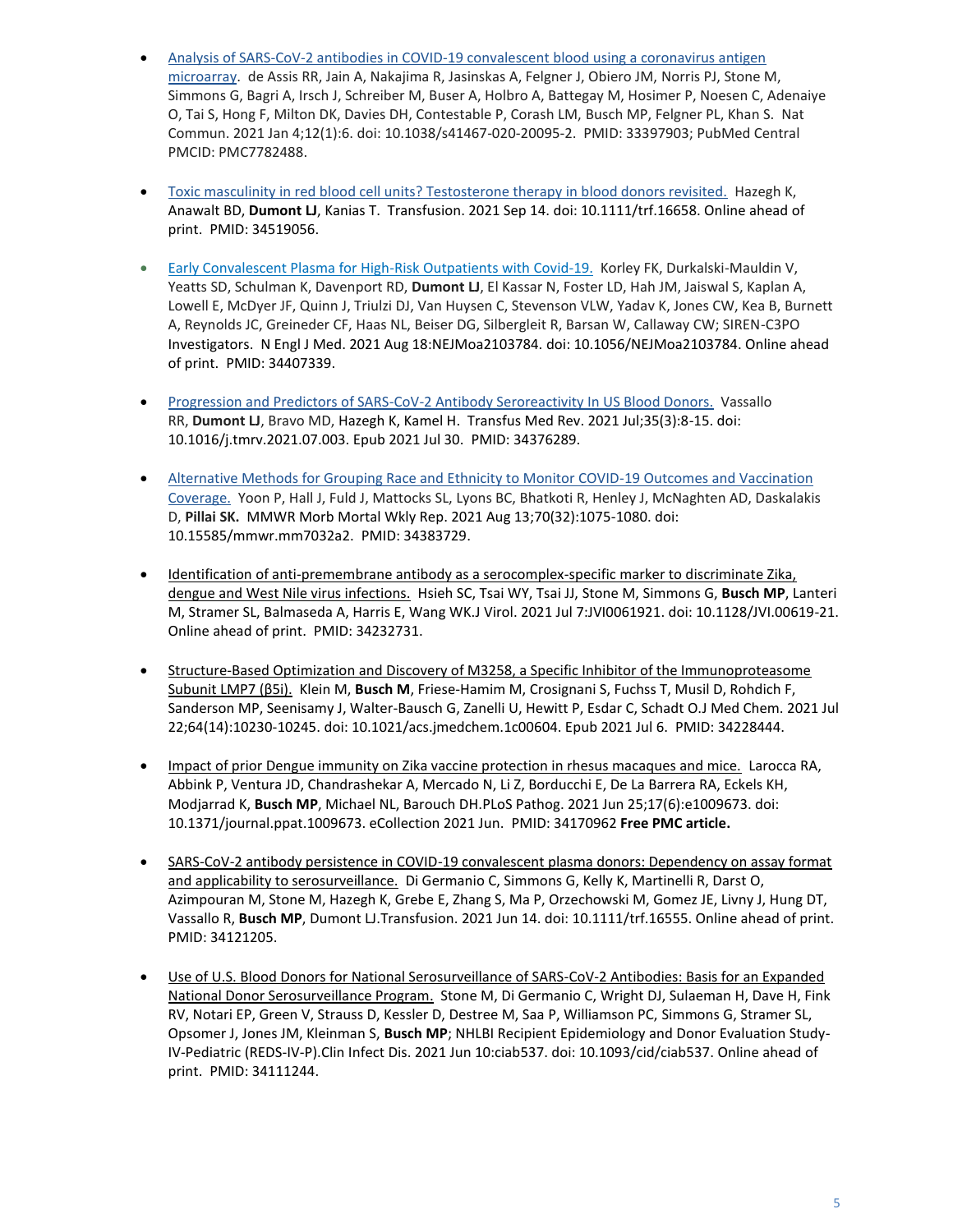- Analysis of SARS-CoV-2 antibodies in COVID-19 convalescent blood using a coronavirus antigen microarray. de Assis RR, Jain A, Nakajima R, Jasinskas A, Felgner J, Obiero JM, Norris PJ, Stone M, Simmons G, Bagri A, Irsch J, Schreiber M, Buser A, Holbro A, Battegay M, Hosimer P, Noesen C, Adenaiye O, Tai S, Hong F, Milton DK, Davies DH, Contestable P, Corash LM, Busch MP, Felgner PL, Khan S. Nat Commun. 2021 Jan 4;12(1):6. doi: 10.1038/s41467-020-20095-2. PMID: 33397903; PubMed Central PMCID: PMC7782488.

- Toxic masculinity in red blood cell units? Testosterone therapy in blood donors revisited. Hazegh K, Anawalt BD, **Dumont LJ**, Kanias T. Transfusion. 2021 Sep 14. doi: 10.1111/trf.16658. Online ahead of print. PMID: 34519056.

- Early Convalescent Plasma for High-Risk Outpatients with Covid-19. Korley FK, Durkalski-Mauldin V, Yeatts SD, Schulman K, Davenport RD, **Dumont LJ**, El Kassar N, Foster LD, Hah JM, Jaiswal S, Kaplan A, Lowell E, McDyer JF, Quinn J, Triulzi DJ, Van Huysen C, Stevenson VLW, Yadav K, Jones CW, Kea B, Burnett A, Reynolds JC, Greineder CF, Haas NL, Beiser DG, Silbergleit R, Barsan W, Callaway CW; SIREN-C3PO Investigators. N Engl J Med. 2021 Aug 18:NEJMoa2103784. doi: 10.1056/NEJMoa2103784. Online ahead of print. PMID: 34407339.

- Progression and Predictors of SARS-CoV-2 Antibody Seroreactivity In US Blood Donors. Vassallo RR, **Dumont LJ**, Bravo MD, Hazegh K, Kamel H. Transfus Med Rev. 2021 Jul;35(3):8-15. doi: 10.1016/j.tmrv.2021.07.003. Epub 2021 Jul 30. PMID: 34376289.

- Alternative Methods for Grouping Race and Ethnicity to Monitor COVID-19 Outcomes and Vaccination Coverage. Yoon P, Hall J, Fuld J, Mattocks SL, Lyons BC, Bhatkoti R, Henley J, McNaghten AD, Daskalakis D, **Pillai SK.** MMWR Morb Mortal Wkly Rep. 2021 Aug 13;70(32):1075-1080. doi: 10.15585/mmwr.mm7032a2. PMID: 34383729.

- Identification of anti-premembrane antibody as a serocomplex-specific marker to discriminate Zika, dengue and West Nile virus infections. Hsieh SC, Tsai WY, Tsai JJ, Stone M, Simmons G, **Busch MP**, Lanteri M, Stramer SL, Balmaseda A, Harris E, Wang WK.J Virol. 2021 Jul 7:JVI0061921. doi: 10.1128/JVI.00619-21. Online ahead of print. PMID: 34232731.

- Structure-Based Optimization and Discovery of M3258, a Specific Inhibitor of the Immunoproteasome Subunit LMP7 (β5i). Klein M, **Busch M**, Friese-Hamim M, Crosignani S, Fuchss T, Musil D, Rohdich F, Sanderson MP, Seenisamy J, Walter-Bausch G, Zanelli U, Hewitt P, Esdar C, Schadt O.J Med Chem. 2021 Jul 22;64(14):10230-10245. doi: 10.1021/acs.jmedchem.1c00604. Epub 2021 Jul 6. PMID: 34228444.

- Impact of prior Dengue immunity on Zika vaccine protection in rhesus macaques and mice. Larocca RA, Abbink P, Ventura JD, Chandrashekar A, Mercado N, Li Z, Borducchi E, De La Barrera RA, Eckels KH, Modjarrad K, **Busch MP**, Michael NL, Barouch DH.PLoS Pathog. 2021 Jun 25;17(6):e1009673. doi: 10.1371/journal.ppat.1009673. eCollection 2021 Jun. PMID: 34170962 **Free PMC article.**

- SARS-CoV-2 antibody persistence in COVID-19 convalescent plasma donors: Dependency on assay format and applicability to serosurveillance. Di Germanio C, Simmons G, Kelly K, Martinelli R, Darst O, Azimpouran M, Stone M, Hazegh K, Grebe E, Zhang S, Ma P, Orzechowski M, Gomez JE, Livny J, Hung DT, Vassallo R, **Busch MP**, Dumont LJ.Transfusion. 2021 Jun 14. doi: 10.1111/trf.16555. Online ahead of print. PMID: 34121205.

- Use of U.S. Blood Donors for National Serosurveillance of SARS-CoV-2 Antibodies: Basis for an Expanded National Donor Serosurveillance Program. Stone M, Di Germanio C, Wright DJ, Sulaeman H, Dave H, Fink RV, Notari EP, Green V, Strauss D, Kessler D, Destree M, Saa P, Williamson PC, Simmons G, Stramer SL, Opsomer J, Jones JM, Kleinman S, **Busch MP**; NHLBI Recipient Epidemiology and Donor Evaluation Study-IV-Pediatric (REDS-IV-P).Clin Infect Dis. 2021 Jun 10:ciab537. doi: 10.1093/cid/ciab537. Online ahead of print. PMID: 34111244.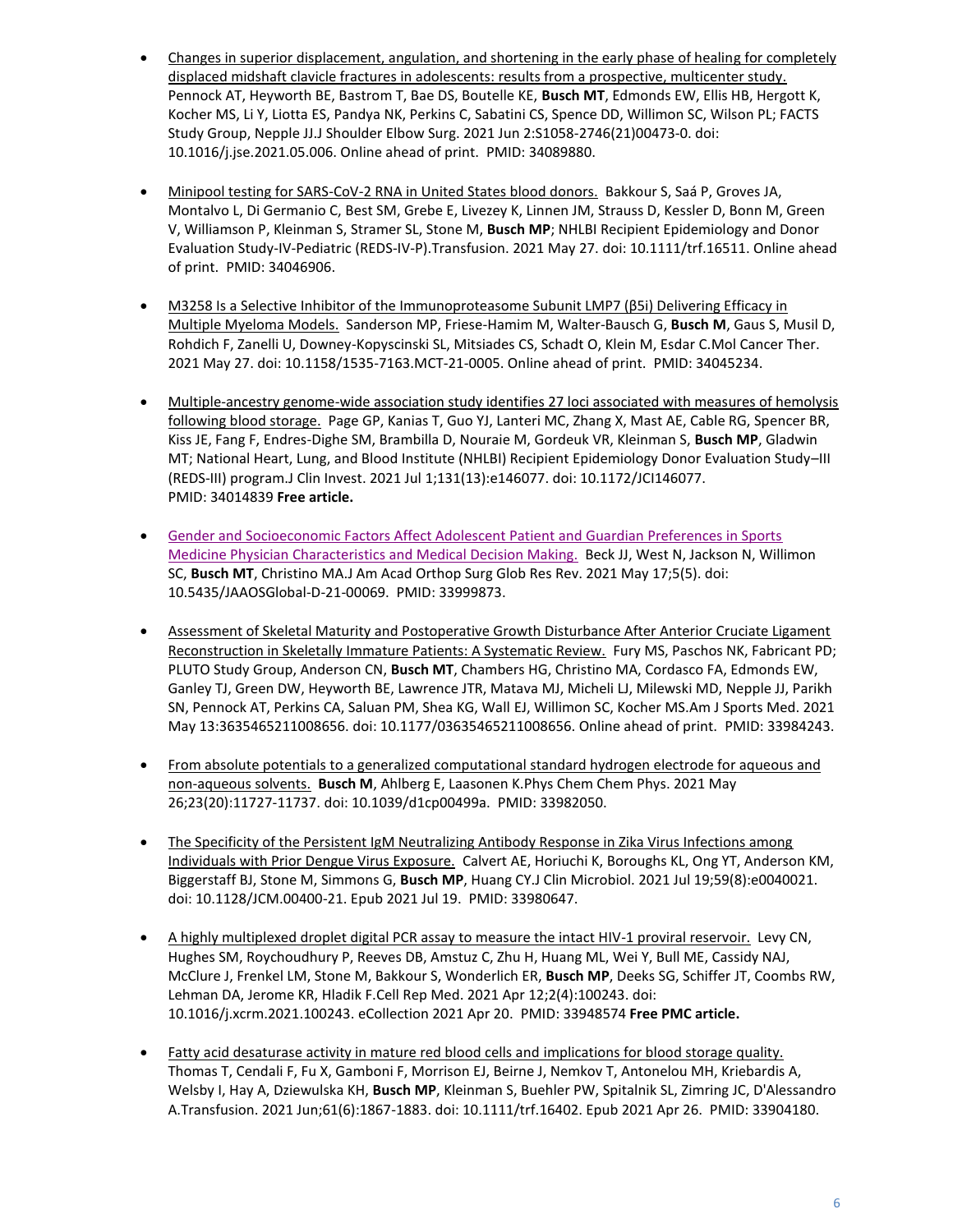- Changes in superior displacement, angulation, and shortening in the early phase of healing for completely displaced midshaft clavicle fractures in adolescents: results from a prospective, multicenter study. Pennock AT, Heyworth BE, Bastrom T, Bae DS, Boutelle KE, **Busch MT**, Edmonds EW, Ellis HB, Hergott K, Kocher MS, Li Y, Liotta ES, Pandya NK, Perkins C, Sabatini CS, Spence DD, Willimon SC, Wilson PL; FACTS Study Group, Nepple JJ.J Shoulder Elbow Surg. 2021 Jun 2:S1058-2746(21)00473-0. doi: 10.1016/j.jse.2021.05.006. Online ahead of print. PMID: 34089880.

- Minipool testing for SARS-CoV-2 RNA in United States blood donors. Bakkour S, Saá P, Groves JA, Montalvo L, Di Germanio C, Best SM, Grebe E, Livezey K, Linnen JM, Strauss D, Kessler D, Bonn M, Green V, Williamson P, Kleinman S, Stramer SL, Stone M, **Busch MP**; NHLBI Recipient Epidemiology and Donor Evaluation Study-IV-Pediatric (REDS-IV-P).Transfusion. 2021 May 27. doi: 10.1111/trf.16511. Online ahead of print. PMID: 34046906.

- M3258 Is a Selective Inhibitor of the Immunoproteasome Subunit LMP7 (β5i) Delivering Efficacy in Multiple Myeloma Models. Sanderson MP, Friese-Hamim M, Walter-Bausch G, **Busch M**, Gaus S, Musil D, Rohdich F, Zanelli U, Downey-Kopyscinski SL, Mitsiades CS, Schadt O, Klein M, Esdar C.Mol Cancer Ther. 2021 May 27. doi: 10.1158/1535-7163.MCT-21-0005. Online ahead of print. PMID: 34045234.

- Multiple-ancestry genome-wide association study identifies 27 loci associated with measures of hemolysis following blood storage. Page GP, Kanias T, Guo YJ, Lanteri MC, Zhang X, Mast AE, Cable RG, Spencer BR, Kiss JE, Fang F, Endres-Dighe SM, Brambilla D, Nouraie M, Gordeuk VR, Kleinman S, **Busch MP**, Gladwin MT; National Heart, Lung, and Blood Institute (NHLBI) Recipient Epidemiology Donor Evaluation Study–III (REDS-III) program.J Clin Invest. 2021 Jul 1;131(13):e146077. doi: 10.1172/JCI146077. PMID: 34014839 **Free article.**

- Gender and Socioeconomic Factors Affect Adolescent Patient and Guardian Preferences in Sports Medicine Physician Characteristics and Medical Decision Making. Beck JJ, West N, Jackson N, Willimon SC, **Busch MT**, Christino MA.J Am Acad Orthop Surg Glob Res Rev. 2021 May 17;5(5). doi: 10.5435/JAAOSGlobal-D-21-00069. PMID: 33999873.

- Assessment of Skeletal Maturity and Postoperative Growth Disturbance After Anterior Cruciate Ligament Reconstruction in Skeletally Immature Patients: A Systematic Review. Fury MS, Paschos NK, Fabricant PD; PLUTO Study Group, Anderson CN, **Busch MT**, Chambers HG, Christino MA, Cordasco FA, Edmonds EW, Ganley TJ, Green DW, Heyworth BE, Lawrence JTR, Matava MJ, Micheli LJ, Milewski MD, Nepple JJ, Parikh SN, Pennock AT, Perkins CA, Saluan PM, Shea KG, Wall EJ, Willimon SC, Kocher MS.Am J Sports Med. 2021 May 13:3635465211008656. doi: 10.1177/03635465211008656. Online ahead of print. PMID: 33984243.

- From absolute potentials to a generalized computational standard hydrogen electrode for aqueous and non-aqueous solvents. **Busch M**, Ahlberg E, Laasonen K.Phys Chem Chem Phys. 2021 May 26;23(20):11727-11737. doi: 10.1039/d1cp00499a. PMID: 33982050.

- The Specificity of the Persistent IgM Neutralizing Antibody Response in Zika Virus Infections among Individuals with Prior Dengue Virus Exposure. Calvert AE, Horiuchi K, Boroughs KL, Ong YT, Anderson KM, Biggerstaff BJ, Stone M, Simmons G, **Busch MP**, Huang CY.J Clin Microbiol. 2021 Jul 19;59(8):e0040021. doi: 10.1128/JCM.00400-21. Epub 2021 Jul 19. PMID: 33980647.

- A highly multiplexed droplet digital PCR assay to measure the intact HIV-1 proviral reservoir. Levy CN, Hughes SM, Roychoudhury P, Reeves DB, Amstuz C, Zhu H, Huang ML, Wei Y, Bull ME, Cassidy NAJ, McClure J, Frenkel LM, Stone M, Bakkour S, Wonderlich ER, **Busch MP**, Deeks SG, Schiffer JT, Coombs RW, Lehman DA, Jerome KR, Hladik F.Cell Rep Med. 2021 Apr 12;2(4):100243. doi: 10.1016/j.xcrm.2021.100243. eCollection 2021 Apr 20. PMID: 33948574 **Free PMC article.**

- Fatty acid desaturase activity in mature red blood cells and implications for blood storage quality. Thomas T, Cendali F, Fu X, Gamboni F, Morrison EJ, Beirne J, Nemkov T, Antonelou MH, Kriebardis A, Welsby I, Hay A, Dziewulska KH, **Busch MP**, Kleinman S, Buehler PW, Spitalnik SL, Zimring JC, D'Alessandro A.Transfusion. 2021 Jun;61(6):1867-1883. doi: 10.1111/trf.16402. Epub 2021 Apr 26. PMID: 33904180.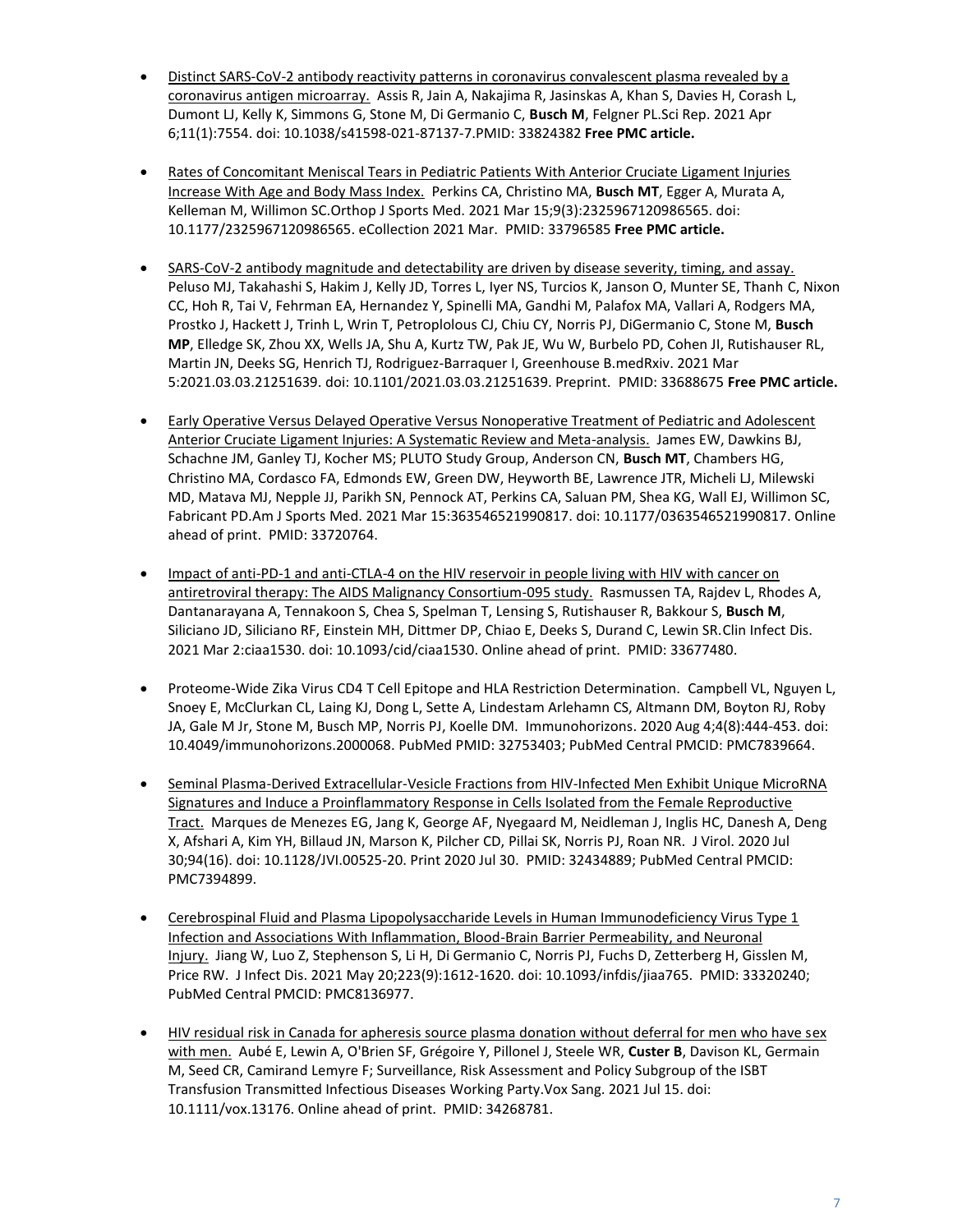- Distinct SARS-CoV-2 antibody reactivity patterns in coronavirus convalescent plasma revealed by a coronavirus antigen microarray. Assis R, Jain A, Nakajima R, Jasinskas A, Khan S, Davies H, Corash L, Dumont LJ, Kelly K, Simmons G, Stone M, Di Germanio C, **Busch M**, Felgner PL.Sci Rep. 2021 Apr 6;11(1):7554. doi: 10.1038/s41598-021-87137-7.PMID: 33824382 **Free PMC article.**

- Rates of Concomitant Meniscal Tears in Pediatric Patients With Anterior Cruciate Ligament Injuries Increase With Age and Body Mass Index. Perkins CA, Christino MA, **Busch MT**, Egger A, Murata A, Kelleman M, Willimon SC.Orthop J Sports Med. 2021 Mar 15;9(3):2325967120986565. doi: 10.1177/2325967120986565. eCollection 2021 Mar. PMID: 33796585 **Free PMC article.**

- SARS-CoV-2 antibody magnitude and detectability are driven by disease severity, timing, and assay. Peluso MJ, Takahashi S, Hakim J, Kelly JD, Torres L, Iyer NS, Turcios K, Janson O, Munter SE, Thanh C, Nixon CC, Hoh R, Tai V, Fehrman EA, Hernandez Y, Spinelli MA, Gandhi M, Palafox MA, Vallari A, Rodgers MA, Prostko J, Hackett J, Trinh L, Wrin T, Petroplolous CJ, Chiu CY, Norris PJ, DiGermanio C, Stone M, **Busch MP**, Elledge SK, Zhou XX, Wells JA, Shu A, Kurtz TW, Pak JE, Wu W, Burbelo PD, Cohen JI, Rutishauser RL, Martin JN, Deeks SG, Henrich TJ, Rodriguez-Barraquer I, Greenhouse B.medRxiv. 2021 Mar 5:2021.03.03.21251639. doi: 10.1101/2021.03.03.21251639. Preprint. PMID: 33688675 **Free PMC article.**

- Early Operative Versus Delayed Operative Versus Nonoperative Treatment of Pediatric and Adolescent Anterior Cruciate Ligament Injuries: A Systematic Review and Meta-analysis. James EW, Dawkins BJ, Schachne JM, Ganley TJ, Kocher MS; PLUTO Study Group, Anderson CN, **Busch MT**, Chambers HG, Christino MA, Cordasco FA, Edmonds EW, Green DW, Heyworth BE, Lawrence JTR, Micheli LJ, Milewski MD, Matava MJ, Nepple JJ, Parikh SN, Pennock AT, Perkins CA, Saluan PM, Shea KG, Wall EJ, Willimon SC, Fabricant PD.Am J Sports Med. 2021 Mar 15:363546521990817. doi: 10.1177/0363546521990817. Online ahead of print. PMID: 33720764.

- Impact of anti-PD-1 and anti-CTLA-4 on the HIV reservoir in people living with HIV with cancer on antiretroviral therapy: The AIDS Malignancy Consortium-095 study. Rasmussen TA, Rajdev L, Rhodes A, Dantanarayana A, Tennakoon S, Chea S, Spelman T, Lensing S, Rutishauser R, Bakkour S, **Busch M**, Siliciano JD, Siliciano RF, Einstein MH, Dittmer DP, Chiao E, Deeks S, Durand C, Lewin SR.Clin Infect Dis. 2021 Mar 2:ciaa1530. doi: 10.1093/cid/ciaa1530. Online ahead of print. PMID: 33677480.

- Proteome-Wide Zika Virus CD4 T Cell Epitope and HLA Restriction Determination. Campbell VL, Nguyen L, Snoey E, McClurkan CL, Laing KJ, Dong L, Sette A, Lindestam Arlehamn CS, Altmann DM, Boyton RJ, Roby JA, Gale M Jr, Stone M, Busch MP, Norris PJ, Koelle DM. Immunohorizons. 2020 Aug 4;4(8):444-453. doi: 10.4049/immunohorizons.2000068. PubMed PMID: 32753403; PubMed Central PMCID: PMC7839664.

- Seminal Plasma-Derived Extracellular-Vesicle Fractions from HIV-Infected Men Exhibit Unique MicroRNA Signatures and Induce a Proinflammatory Response in Cells Isolated from the Female Reproductive Tract. Marques de Menezes EG, Jang K, George AF, Nyegaard M, Neidleman J, Inglis HC, Danesh A, Deng X, Afshari A, Kim YH, Billaud JN, Marson K, Pilcher CD, Pillai SK, Norris PJ, Roan NR. J Virol. 2020 Jul 30;94(16). doi: 10.1128/JVI.00525-20. Print 2020 Jul 30. PMID: 32434889; PubMed Central PMCID: PMC7394899.

- Cerebrospinal Fluid and Plasma Lipopolysaccharide Levels in Human Immunodeficiency Virus Type 1 Infection and Associations With Inflammation, Blood-Brain Barrier Permeability, and Neuronal Injury. Jiang W, Luo Z, Stephenson S, Li H, Di Germanio C, Norris PJ, Fuchs D, Zetterberg H, Gisslen M, Price RW. J Infect Dis. 2021 May 20;223(9):1612-1620. doi: 10.1093/infdis/jiaa765. PMID: 33320240; PubMed Central PMCID: PMC8136977.

- HIV residual risk in Canada for apheresis source plasma donation without deferral for men who have sex with men. Aubé E, Lewin A, O'Brien SF, Grégoire Y, Pillonel J, Steele WR, **Custer B**, Davison KL, Germain M, Seed CR, Camirand Lemyre F; Surveillance, Risk Assessment and Policy Subgroup of the ISBT Transfusion Transmitted Infectious Diseases Working Party.Vox Sang. 2021 Jul 15. doi: 10.1111/vox.13176. Online ahead of print. PMID: 34268781.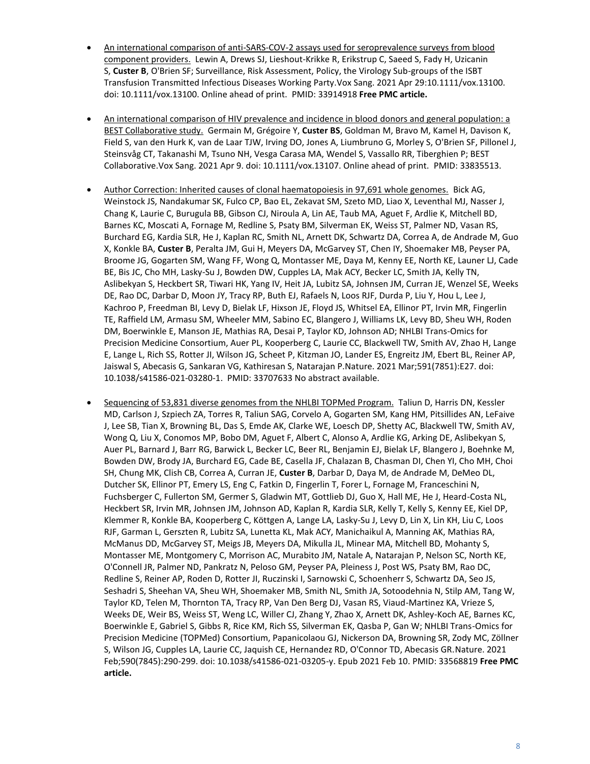- An international comparison of anti-SARS-COV-2 assays used for seroprevalence surveys from blood component providers. Lewin A, Drews SJ, Lieshout-Krikke R, Erikstrup C, Saeed S, Fady H, Uzicanin S, **Custer B**, O'Brien SF; Surveillance, Risk Assessment, Policy, the Virology Sub-groups of the ISBT Transfusion Transmitted Infectious Diseases Working Party.Vox Sang. 2021 Apr 29:10.1111/vox.13100. doi: 10.1111/vox.13100. Online ahead of print. PMID: 33914918 **Free PMC article.**

- An international comparison of HIV prevalence and incidence in blood donors and general population: a BEST Collaborative study. Germain M, Grégoire Y, **Custer BS**, Goldman M, Bravo M, Kamel H, Davison K, Field S, van den Hurk K, van de Laar TJW, Irving DO, Jones A, Liumbruno G, Morley S, O'Brien SF, Pillonel J, Steinsvåg CT, Takanashi M, Tsuno NH, Vesga Carasa MA, Wendel S, Vassallo RR, Tiberghien P; BEST Collaborative.Vox Sang. 2021 Apr 9. doi: 10.1111/vox.13107. Online ahead of print. PMID: 33835513.

- Author Correction: Inherited causes of clonal haematopoiesis in 97,691 whole genomes. Bick AG, Weinstock JS, Nandakumar SK, Fulco CP, Bao EL, Zekavat SM, Szeto MD, Liao X, Leventhal MJ, Nasser J, Chang K, Laurie C, Burugula BB, Gibson CJ, Niroula A, Lin AE, Taub MA, Aguet F, Ardlie K, Mitchell BD, Barnes KC, Moscati A, Fornage M, Redline S, Psaty BM, Silverman EK, Weiss ST, Palmer ND, Vasan RS, Burchard EG, Kardia SLR, He J, Kaplan RC, Smith NL, Arnett DK, Schwartz DA, Correa A, de Andrade M, Guo X, Konkle BA, **Custer B**, Peralta JM, Gui H, Meyers DA, McGarvey ST, Chen IY, Shoemaker MB, Peyser PA, Broome JG, Gogarten SM, Wang FF, Wong Q, Montasser ME, Daya M, Kenny EE, North KE, Launer LJ, Cade BE, Bis JC, Cho MH, Lasky-Su J, Bowden DW, Cupples LA, Mak ACY, Becker LC, Smith JA, Kelly TN, Aslibekyan S, Heckbert SR, Tiwari HK, Yang IV, Heit JA, Lubitz SA, Johnsen JM, Curran JE, Wenzel SE, Weeks DE, Rao DC, Darbar D, Moon JY, Tracy RP, Buth EJ, Rafaels N, Loos RJF, Durda P, Liu Y, Hou L, Lee J, Kachroo P, Freedman BI, Levy D, Bielak LF, Hixson JE, Floyd JS, Whitsel EA, Ellinor PT, Irvin MR, Fingerlin TE, Raffield LM, Armasu SM, Wheeler MM, Sabino EC, Blangero J, Williams LK, Levy BD, Sheu WH, Roden DM, Boerwinkle E, Manson JE, Mathias RA, Desai P, Taylor KD, Johnson AD; NHLBI Trans-Omics for Precision Medicine Consortium, Auer PL, Kooperberg C, Laurie CC, Blackwell TW, Smith AV, Zhao H, Lange E, Lange L, Rich SS, Rotter JI, Wilson JG, Scheet P, Kitzman JO, Lander ES, Engreitz JM, Ebert BL, Reiner AP, Jaiswal S, Abecasis G, Sankaran VG, Kathiresan S, Natarajan P.Nature. 2021 Mar;591(7851):E27. doi: 10.1038/s41586-021-03280-1. PMID: 33707633 No abstract available.

- Sequencing of 53,831 diverse genomes from the NHLBI TOPMed Program. Taliun D, Harris DN, Kessler MD, Carlson J, Szpiech ZA, Torres R, Taliun SAG, Corvelo A, Gogarten SM, Kang HM, Pitsillides AN, LeFaive J, Lee SB, Tian X, Browning BL, Das S, Emde AK, Clarke WE, Loesch DP, Shetty AC, Blackwell TW, Smith AV, Wong Q, Liu X, Conomos MP, Bobo DM, Aguet F, Albert C, Alonso A, Ardlie KG, Arking DE, Aslibekyan S, Auer PL, Barnard J, Barr RG, Barwick L, Becker LC, Beer RL, Benjamin EJ, Bielak LF, Blangero J, Boehnke M, Bowden DW, Brody JA, Burchard EG, Cade BE, Casella JF, Chalazan B, Chasman DI, Chen YI, Cho MH, Choi SH, Chung MK, Clish CB, Correa A, Curran JE, **Custer B**, Darbar D, Daya M, de Andrade M, DeMeo DL, Dutcher SK, Ellinor PT, Emery LS, Eng C, Fatkin D, Fingerlin T, Forer L, Fornage M, Franceschini N, Fuchsberger C, Fullerton SM, Germer S, Gladwin MT, Gottlieb DJ, Guo X, Hall ME, He J, Heard-Costa NL, Heckbert SR, Irvin MR, Johnsen JM, Johnson AD, Kaplan R, Kardia SLR, Kelly T, Kelly S, Kenny EE, Kiel DP, Klemmer R, Konkle BA, Kooperberg C, Köttgen A, Lange LA, Lasky-Su J, Levy D, Lin X, Lin KH, Liu C, Loos RJF, Garman L, Gerszten R, Lubitz SA, Lunetta KL, Mak ACY, Manichaikul A, Manning AK, Mathias RA, McManus DD, McGarvey ST, Meigs JB, Meyers DA, Mikulla JL, Minear MA, Mitchell BD, Mohanty S, Montasser ME, Montgomery C, Morrison AC, Murabito JM, Natale A, Natarajan P, Nelson SC, North KE, O'Connell JR, Palmer ND, Pankratz N, Peloso GM, Peyser PA, Pleiness J, Post WS, Psaty BM, Rao DC, Redline S, Reiner AP, Roden D, Rotter JI, Ruczinski I, Sarnowski C, Schoenherr S, Schwartz DA, Seo JS, Seshadri S, Sheehan VA, Sheu WH, Shoemaker MB, Smith NL, Smith JA, Sotoodehnia N, Stilp AM, Tang W, Taylor KD, Telen M, Thornton TA, Tracy RP, Van Den Berg DJ, Vasan RS, Viaud-Martinez KA, Vrieze S, Weeks DE, Weir BS, Weiss ST, Weng LC, Willer CJ, Zhang Y, Zhao X, Arnett DK, Ashley-Koch AE, Barnes KC, Boerwinkle E, Gabriel S, Gibbs R, Rice KM, Rich SS, Silverman EK, Qasba P, Gan W; NHLBI Trans-Omics for Precision Medicine (TOPMed) Consortium, Papanicolaou GJ, Nickerson DA, Browning SR, Zody MC, Zöllner S, Wilson JG, Cupples LA, Laurie CC, Jaquish CE, Hernandez RD, O'Connor TD, Abecasis GR.Nature. 2021 Feb;590(7845):290-299. doi: 10.1038/s41586-021-03205-y. Epub 2021 Feb 10. PMID: 33568819 **Free PMC article.**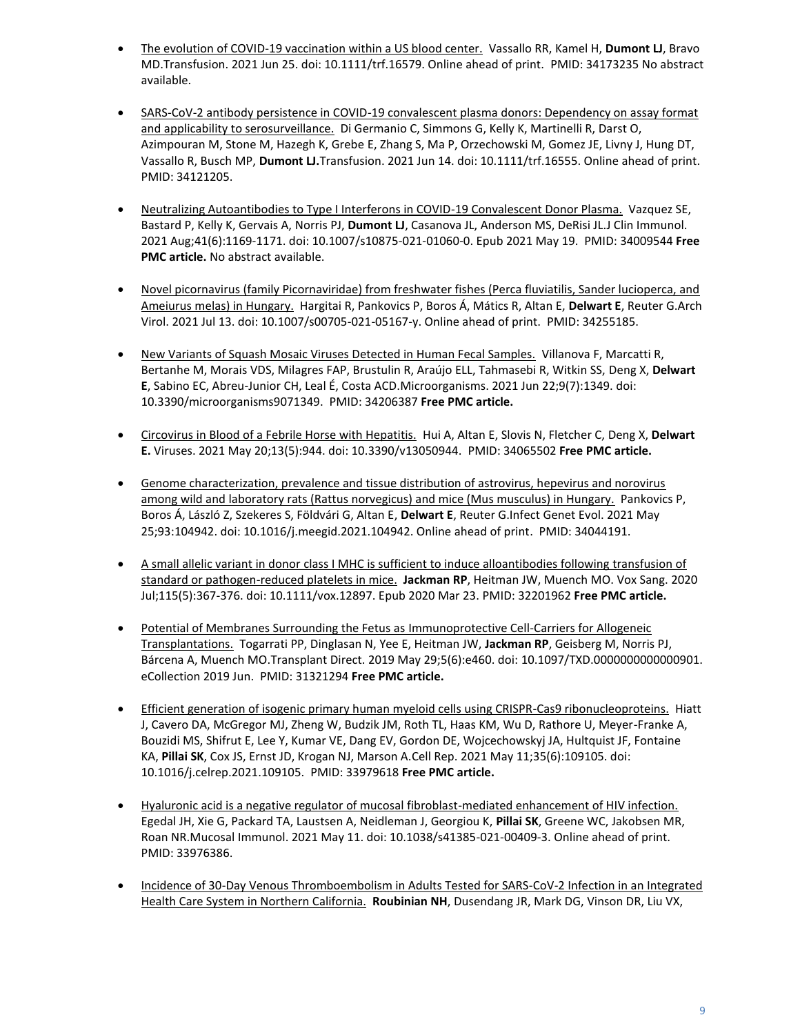- The evolution of COVID-19 vaccination within a US blood center. Vassallo RR, Kamel H, **Dumont LJ**, Bravo MD.Transfusion. 2021 Jun 25. doi: 10.1111/trf.16579. Online ahead of print. PMID: 34173235 No abstract available.

- SARS-CoV-2 antibody persistence in COVID-19 convalescent plasma donors: Dependency on assay format and applicability to serosurveillance. Di Germanio C, Simmons G, Kelly K, Martinelli R, Darst O, Azimpouran M, Stone M, Hazegh K, Grebe E, Zhang S, Ma P, Orzechowski M, Gomez JE, Livny J, Hung DT, Vassallo R, Busch MP, **Dumont LJ.**Transfusion. 2021 Jun 14. doi: 10.1111/trf.16555. Online ahead of print. PMID: 34121205.

- Neutralizing Autoantibodies to Type I Interferons in COVID-19 Convalescent Donor Plasma. Vazquez SE, Bastard P, Kelly K, Gervais A, Norris PJ, **Dumont LJ**, Casanova JL, Anderson MS, DeRisi JL.J Clin Immunol. 2021 Aug;41(6):1169-1171. doi: 10.1007/s10875-021-01060-0. Epub 2021 May 19. PMID: 34009544 **Free PMC article.** No abstract available.

- Novel picornavirus (family Picornaviridae) from freshwater fishes (Perca fluviatilis, Sander lucioperca, and Ameiurus melas) in Hungary. Hargitai R, Pankovics P, Boros Á, Mátics R, Altan E, **Delwart E**, Reuter G.Arch Virol. 2021 Jul 13. doi: 10.1007/s00705-021-05167-y. Online ahead of print. PMID: 34255185.

- New Variants of Squash Mosaic Viruses Detected in Human Fecal Samples. Villanova F, Marcatti R, Bertanhe M, Morais VDS, Milagres FAP, Brustulin R, Araújo ELL, Tahmasebi R, Witkin SS, Deng X, **Delwart E**, Sabino EC, Abreu-Junior CH, Leal É, Costa ACD.Microorganisms. 2021 Jun 22;9(7):1349. doi: 10.3390/microorganisms9071349. PMID: 34206387 **Free PMC article.**

- Circovirus in Blood of a Febrile Horse with Hepatitis. Hui A, Altan E, Slovis N, Fletcher C, Deng X, **Delwart E.** Viruses. 2021 May 20;13(5):944. doi: 10.3390/v13050944. PMID: 34065502 **Free PMC article.**

- Genome characterization, prevalence and tissue distribution of astrovirus, hepevirus and norovirus among wild and laboratory rats (Rattus norvegicus) and mice (Mus musculus) in Hungary. Pankovics P, Boros Á, László Z, Szekeres S, Földvári G, Altan E, **Delwart E**, Reuter G.Infect Genet Evol. 2021 May 25;93:104942. doi: 10.1016/j.meegid.2021.104942. Online ahead of print. PMID: 34044191.

- A small allelic variant in donor class I MHC is sufficient to induce alloantibodies following transfusion of standard or pathogen-reduced platelets in mice. **Jackman RP**, Heitman JW, Muench MO. Vox Sang. 2020 Jul;115(5):367-376. doi: 10.1111/vox.12897. Epub 2020 Mar 23. PMID: 32201962 **Free PMC article.**

- Potential of Membranes Surrounding the Fetus as Immunoprotective Cell-Carriers for Allogeneic Transplantations. Togarrati PP, Dinglasan N, Yee E, Heitman JW, **Jackman RP**, Geisberg M, Norris PJ, Bárcena A, Muench MO.Transplant Direct. 2019 May 29;5(6):e460. doi: 10.1097/TXD.0000000000000901. eCollection 2019 Jun. PMID: 31321294 **Free PMC article.**

- Efficient generation of isogenic primary human myeloid cells using CRISPR-Cas9 ribonucleoproteins. Hiatt J, Cavero DA, McGregor MJ, Zheng W, Budzik JM, Roth TL, Haas KM, Wu D, Rathore U, Meyer-Franke A, Bouzidi MS, Shifrut E, Lee Y, Kumar VE, Dang EV, Gordon DE, Wojcechowskyj JA, Hultquist JF, Fontaine KA, **Pillai SK**, Cox JS, Ernst JD, Krogan NJ, Marson A.Cell Rep. 2021 May 11;35(6):109105. doi: 10.1016/j.celrep.2021.109105. PMID: 33979618 **Free PMC article.**

- Hyaluronic acid is a negative regulator of mucosal fibroblast-mediated enhancement of HIV infection. Egedal JH, Xie G, Packard TA, Laustsen A, Neidleman J, Georgiou K, **Pillai SK**, Greene WC, Jakobsen MR, Roan NR.Mucosal Immunol. 2021 May 11. doi: 10.1038/s41385-021-00409-3. Online ahead of print. PMID: 33976386.

- Incidence of 30-Day Venous Thromboembolism in Adults Tested for SARS-CoV-2 Infection in an Integrated Health Care System in Northern California. **Roubinian NH**, Dusendang JR, Mark DG, Vinson DR, Liu VX,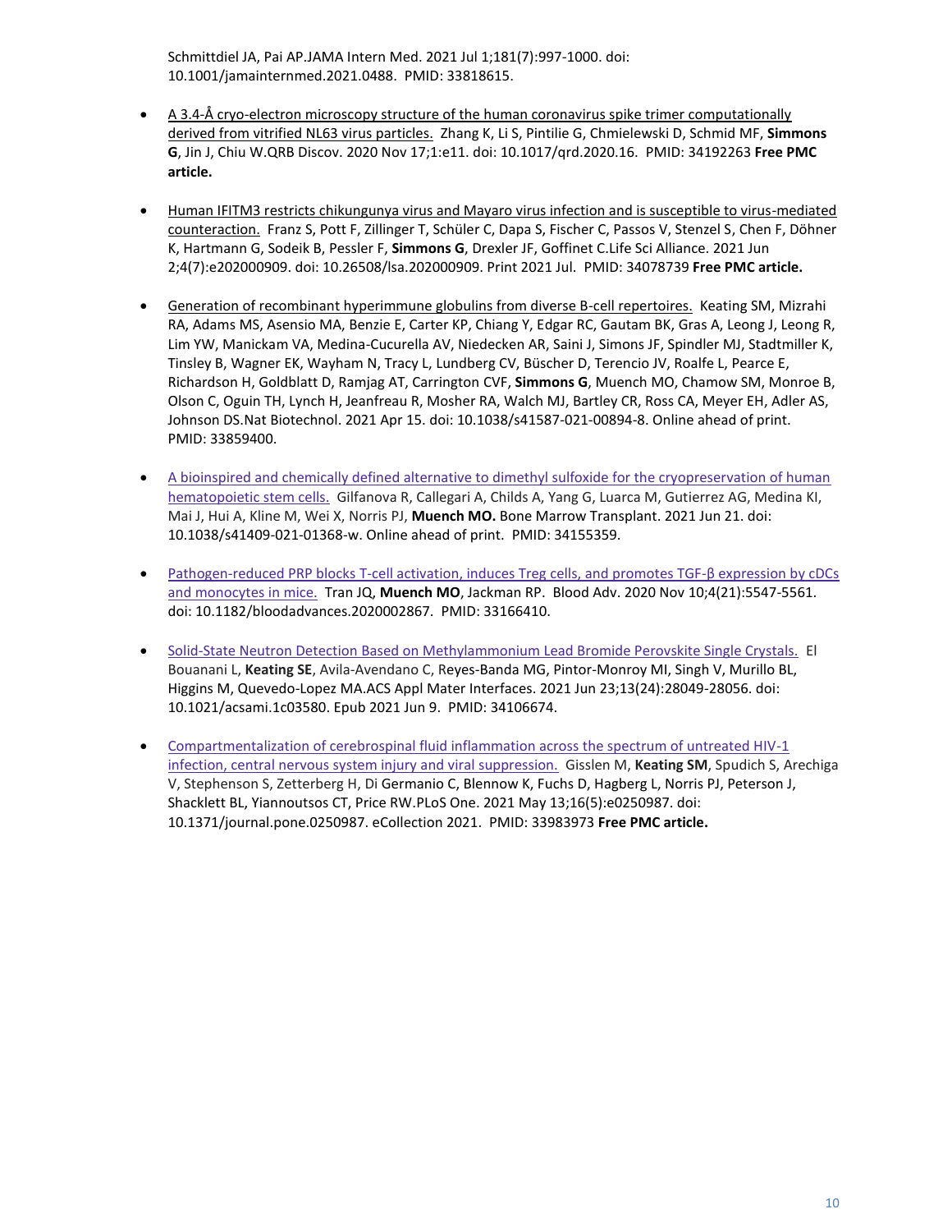Schmittdiel JA, Pai AP.JAMA Intern Med. 2021 Jul 1;181(7):997-1000. doi: 10.1001/jamainternmed.2021.0488. PMID: 33818615.

- A 3.4-Å cryo-electron microscopy structure of the human coronavirus spike trimer computationally derived from vitrified NL63 virus particles. Zhang K, Li S, Pintilie G, Chmielewski D, Schmid MF, **Simmons G**, Jin J, Chiu W.QRB Discov. 2020 Nov 17;1:e11. doi: 10.1017/qrd.2020.16. PMID: 34192263 **Free PMC article.**

- Human IFITM3 restricts chikungunya virus and Mayaro virus infection and is susceptible to virus-mediated counteraction. Franz S, Pott F, Zillinger T, Schüler C, Dapa S, Fischer C, Passos V, Stenzel S, Chen F, Döhner K, Hartmann G, Sodeik B, Pessler F, **Simmons G**, Drexler JF, Goffinet C.Life Sci Alliance. 2021 Jun 2;4(7):e202000909. doi: 10.26508/lsa.202000909. Print 2021 Jul. PMID: 34078739 **Free PMC article.**

- Generation of recombinant hyperimmune globulins from diverse B-cell repertoires. Keating SM, Mizrahi RA, Adams MS, Asensio MA, Benzie E, Carter KP, Chiang Y, Edgar RC, Gautam BK, Gras A, Leong J, Leong R, Lim YW, Manickam VA, Medina-Cucurella AV, Niedecken AR, Saini J, Simons JF, Spindler MJ, Stadtmiller K, Tinsley B, Wagner EK, Wayham N, Tracy L, Lundberg CV, Büscher D, Terencio JV, Roalfe L, Pearce E, Richardson H, Goldblatt D, Ramjag AT, Carrington CVF, **Simmons G**, Muench MO, Chamow SM, Monroe B, Olson C, Oguin TH, Lynch H, Jeanfreau R, Mosher RA, Walch MJ, Bartley CR, Ross CA, Meyer EH, Adler AS, Johnson DS.Nat Biotechnol. 2021 Apr 15. doi: 10.1038/s41587-021-00894-8. Online ahead of print. PMID: 33859400.

- A bioinspired and chemically defined alternative to dimethyl sulfoxide for the cryopreservation of human hematopoietic stem cells. Gilfanova R, Callegari A, Childs A, Yang G, Luarca M, Gutierrez AG, Medina KI, Mai J, Hui A, Kline M, Wei X, Norris PJ, **Muench MO.** Bone Marrow Transplant. 2021 Jun 21. doi: 10.1038/s41409-021-01368-w. Online ahead of print. PMID: 34155359.

- Pathogen-reduced PRP blocks T-cell activation, induces Treg cells, and promotes TGF-β expression by cDCs and monocytes in mice. Tran JQ, **Muench MO**, Jackman RP. Blood Adv. 2020 Nov 10;4(21):5547-5561. doi: 10.1182/bloodadvances.2020002867. PMID: 33166410.

- Solid-State Neutron Detection Based on Methylammonium Lead Bromide Perovskite Single Crystals. El Bouanani L, **Keating SE**, Avila-Avendano C, Reyes-Banda MG, Pintor-Monroy MI, Singh V, Murillo BL, Higgins M, Quevedo-Lopez MA.ACS Appl Mater Interfaces. 2021 Jun 23;13(24):28049-28056. doi: 10.1021/acsami.1c03580. Epub 2021 Jun 9. PMID: 34106674.

- Compartmentalization of cerebrospinal fluid inflammation across the spectrum of untreated HIV-1 infection, central nervous system injury and viral suppression. Gisslen M, **Keating SM**, Spudich S, Arechiga V, Stephenson S, Zetterberg H, Di Germanio C, Blennow K, Fuchs D, Hagberg L, Norris PJ, Peterson J, Shacklett BL, Yiannoutsos CT, Price RW.PLoS One. 2021 May 13;16(5):e0250987. doi: 10.1371/journal.pone.0250987. eCollection 2021. PMID: 33983973 **Free PMC article.**